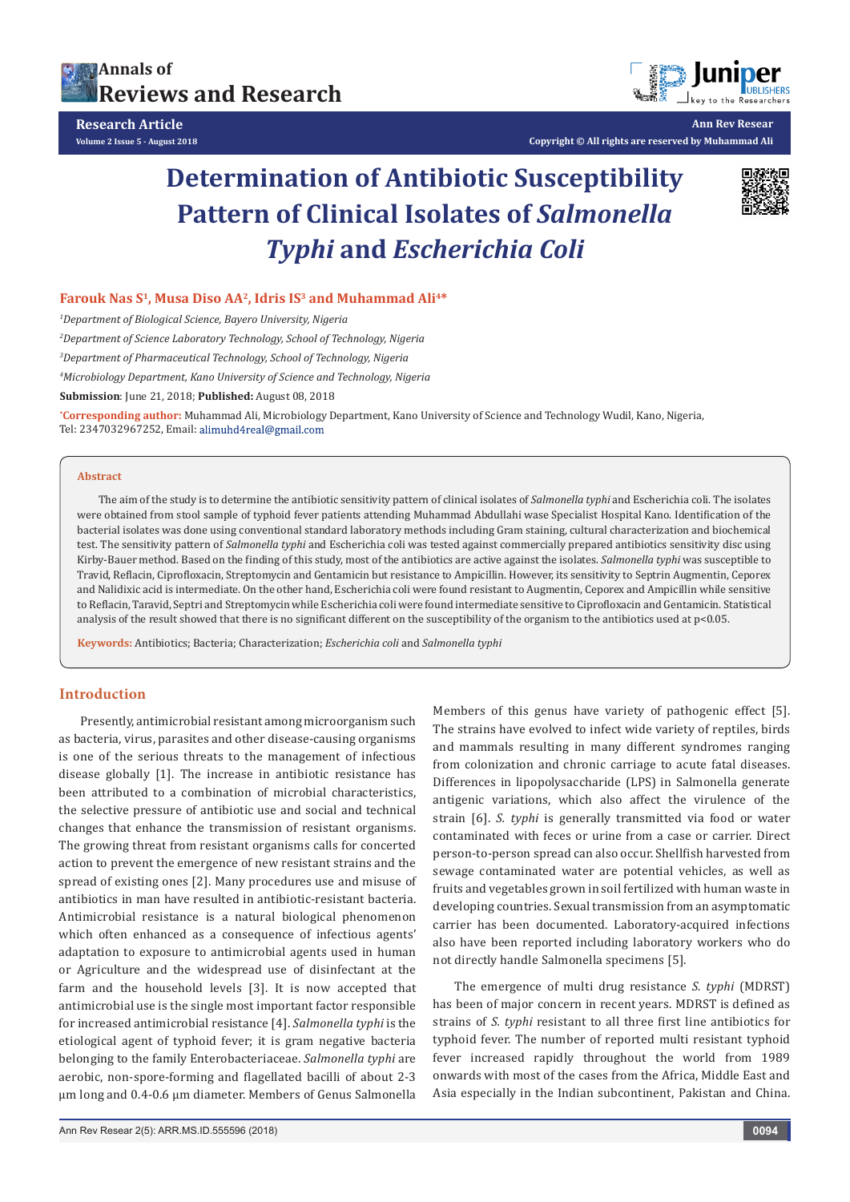# Determination of Antibiotic Susceptibility Pattern of Clinical Isolates of *Salmonella Typhi* and *Escherichia Coli*

**Farouk Nas S[1], Musa Diso AA[2], Idris IS[3] and Muhammad Ali[4]***

[1]*Department of Biological Science, Bayero University, Nigeria*

[2]*Department of Science Laboratory Technology, School of Technology, Nigeria*

[3]*Department of Pharmaceutical Technology, School of Technology, Nigeria*

[4]*Microbiology Department, Kano University of Science and Technology, Nigeria*

**Submission**: June 21, 2018; **Published:** August 08, 2018

***Corresponding author:** Muhammad Ali, Microbiology Department, Kano University of Science and Technology Wudil, Kano, Nigeria, Tel: 2347032967252, Email: alimuhd4real@gmail.com

## Abstract

The aim of the study is to determine the antibiotic sensitivity pattern of clinical isolates of *Salmonella typhi* and Escherichia coli. The isolates were obtained from stool sample of typhoid fever patients attending Muhammad Abdullahi wase Specialist Hospital Kano. Identification of the bacterial isolates was done using conventional standard laboratory methods including Gram staining, cultural characterization and biochemical test. The sensitivity pattern of *Salmonella typhi* and Escherichia coli was tested against commercially prepared antibiotics sensitivity disc using Kirby-Bauer method. Based on the finding of this study, most of the antibiotics are active against the isolates. *Salmonella typhi* was susceptible to Travid, Reflacin, Ciprofloxacin, Streptomycin and Gentamicin but resistance to Ampicillin. However, its sensitivity to Septrin Augmentin, Ceporex and Nalidixic acid is intermediate. On the other hand, Escherichia coli were found resistant to Augmentin, Ceporex and Ampicillin while sensitive to Reflacin, Taravid, Septri and Streptomycin while Escherichia coli were found intermediate sensitive to Ciprofloxacin and Gentamicin. Statistical analysis of the result showed that there is no significant different on the susceptibility of the organism to the antibiotics used at p<0.05.

**Keywords:** Antibiotics; Bacteria; Characterization; *Escherichia coli* and *Salmonella typhi*

## Introduction

Presently, antimicrobial resistant among microorganism such as bacteria, virus, parasites and other disease-causing organisms is one of the serious threats to the management of infectious disease globally [1]. The increase in antibiotic resistance has been attributed to a combination of microbial characteristics, the selective pressure of antibiotic use and social and technical changes that enhance the transmission of resistant organisms. The growing threat from resistant organisms calls for concerted action to prevent the emergence of new resistant strains and the spread of existing ones [2]. Many procedures use and misuse of antibiotics in man have resulted in antibiotic-resistant bacteria. Antimicrobial resistance is a natural biological phenomenon which often enhanced as a consequence of infectious agents' adaptation to exposure to antimicrobial agents used in human or Agriculture and the widespread use of disinfectant at the farm and the household levels [3]. It is now accepted that antimicrobial use is the single most important factor responsible for increased antimicrobial resistance [4]. *Salmonella typhi* is the etiological agent of typhoid fever; it is gram negative bacteria belonging to the family Enterobacteriaceae. *Salmonella typhi* are aerobic, non-spore-forming and flagellated bacilli of about 2-3 µm long and 0.4-0.6 µm diameter. Members of Genus Salmonella Members of this genus have variety of pathogenic effect [5]. The strains have evolved to infect wide variety of reptiles, birds and mammals resulting in many different syndromes ranging from colonization and chronic carriage to acute fatal diseases. Differences in lipopolysaccharide (LPS) in Salmonella generate antigenic variations, which also affect the virulence of the strain [6]. *S. typhi* is generally transmitted via food or water contaminated with feces or urine from a case or carrier. Direct person-to-person spread can also occur. Shellfish harvested from sewage contaminated water are potential vehicles, as well as fruits and vegetables grown in soil fertilized with human waste in developing countries. Sexual transmission from an asymptomatic carrier has been documented. Laboratory-acquired infections also have been reported including laboratory workers who do not directly handle Salmonella specimens [5].

The emergence of multi drug resistance *S. typhi* (MDRST) has been of major concern in recent years. MDRST is defined as strains of *S. typhi* resistant to all three first line antibiotics for typhoid fever. The number of reported multi resistant typhoid fever have increased rapidly throughout the world from 1989 onwards with most of the cases from the Africa, Middle East and Asia especially in the Indian subcontinent, Pakistan and China.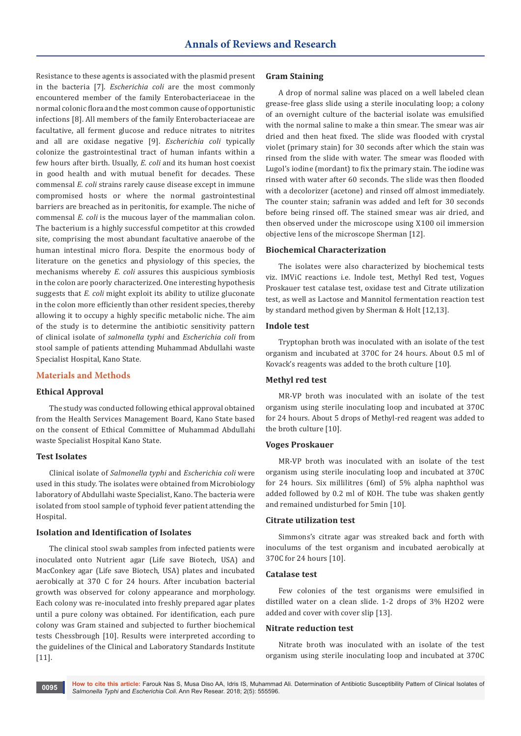Resistance to these agents is associated with the plasmid present in the bacteria [7]. *Escherichia coli* are the most commonly encountered member of the family Enterobacteriaceae in the normal colonic flora and the most common cause of opportunistic infections [8]. All members of the family Enterobacteriaceae are facultative, all ferment glucose and reduce nitrates to nitrites and all are oxidase negative [9]. *Escherichia coli* typically colonize the gastrointestinal tract of human infants within a few hours after birth. Usually, *E. coli* and its human host coexist in good health and with mutual benefit for decades. These commensal *E. coli* strains rarely cause disease except in immune compromised hosts or where the normal gastrointestinal barriers are breached as in peritonitis, for example. The niche of commensal *E. coli* is the mucous layer of the mammalian colon. The bacterium is a highly successful competitor at this crowded site, comprising the most abundant facultative anaerobe of the human intestinal micro flora. Despite the enormous body of literature on the genetics and physiology of this species, the mechanisms whereby *E. coli* assures this auspicious symbiosis in the colon are poorly characterized. One interesting hypothesis suggests that *E. coli* might exploit its ability to utilize gluconate in the colon more efficiently than other resident species, thereby allowing it to occupy a highly specific metabolic niche. The aim of the study is to determine the antibiotic sensitivity pattern of clinical isolate of *salmonella typhi* and *Escherichia coli* from stool sample of patients attending Muhammad Abdullahi waste Specialist Hospital, Kano State.

## Materials and Methods

### Ethical Approval

The study was conducted following ethical approval obtained from the Health Services Management Board, Kano State based on the consent of Ethical Committee of Muhammad Abdullahi waste Specialist Hospital Kano State.

### Test Isolates

Clinical isolate of *Salmonella typhi* and *Escherichia coli* were used in this study. The isolates were obtained from Microbiology laboratory of Abdullahi waste Specialist, Kano. The bacteria were isolated from stool sample of typhoid fever patient attending the Hospital.

### Isolation and Identification of Isolates

The clinical stool swab samples from infected patients were inoculated onto Nutrient agar (Life save Biotech, USA) and MacConkey agar (Life save Biotech, USA) plates and incubated aerobically at 370 C for 24 hours. After incubation bacterial growth was observed for colony appearance and morphology. Each colony was re-inoculated into freshly prepared agar plates until a pure colony was obtained. For identification, each pure colony was Gram stained and subjected to further biochemical tests Chessbrough [10]. Results were interpreted according to the guidelines of the Clinical and Laboratory Standards Institute [11].

### Gram Staining

A drop of normal saline was placed on a well labeled clean grease-free glass slide using a sterile inoculating loop; a colony of an overnight culture of the bacterial isolate was emulsified with the normal saline to make a thin smear. The smear was air dried and then heat fixed. The slide was flooded with crystal violet (primary stain) for 30 seconds after which the stain was rinsed from the slide with water. The smear was flooded with Lugol's iodine (mordant) to fix the primary stain. The iodine was rinsed with water after 60 seconds. The slide was then flooded with a decolorizer (acetone) and rinsed off almost immediately. The counter stain; safranin was added and left for 30 seconds before being rinsed off. The stained smear was air dried, and then observed under the microscope using X100 oil immersion objective lens of the microscope Sherman [12].

### Biochemical Characterization

The isolates were also characterized by biochemical tests viz. IMViC reactions i.e. Indole test, Methyl Red test, Vogues Proskauer test catalase test, oxidase test and Citrate utilization test, as well as Lactose and Mannitol fermentation reaction test by standard method given by Sherman & Holt [12,13].

### Indole test

Tryptophan broth was inoculated with an isolate of the test organism and incubated at 370C for 24 hours. About 0.5 ml of Kovack's reagents was added to the broth culture [10].

### Methyl red test

MR-VP broth was inoculated with an isolate of the test organism using sterile inoculating loop and incubated at 370C for 24 hours. About 5 drops of Methyl-red reagent was added to the broth culture [10].

### Voges Proskauer

MR-VP broth was inoculated with an isolate of the test organism using sterile inoculating loop and incubated at 370C for 24 hours. Six millilitres (6ml) of 5% alpha naphthol was added followed by 0.2 ml of KOH. The tube was shaken gently and remained undisturbed for 5min [10].

### Citrate utilization test

Simmons's citrate agar was streaked back and forth with inoculums of the test organism and incubated aerobically at 370C for 24 hours [10].

### Catalase test

Few colonies of the test organisms were emulsified in distilled water on a clean slide. 1-2 drops of 3% $H_2O_2$ were added and cover with cover slip [13].

### Nitrate reduction test

Nitrate broth was inoculated with an isolate of the test organism using sterile inoculating loop and incubated at 370C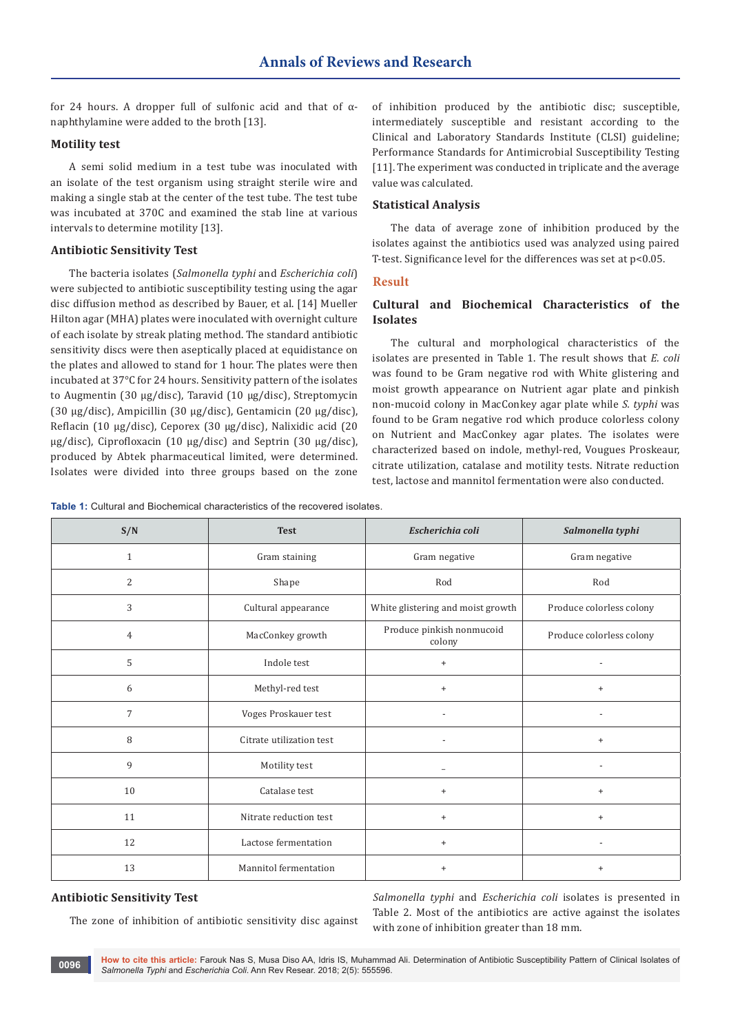for 24 hours. A dropper full of sulfonic acid and that of α-naphthylamine were added to the broth [13].

### Motility test

A semi solid medium in a test tube was inoculated with an isolate of the test organism using straight sterile wire and making a single stab at the center of the test tube. The test tube was incubated at 370C and examined the stab line at various intervals to determine motility [13].

### Antibiotic Sensitivity Test

The bacteria isolates (*Salmonella typhi* and *Escherichia coli*) were subjected to antibiotic susceptibility testing using the agar disc diffusion method as described by Bauer, et al. [14] Mueller Hilton agar (MHA) plates were inoculated with overnight culture of each isolate by streak plating method. The standard antibiotic sensitivity discs were then aseptically placed at equidistance on the plates and allowed to stand for 1 hour. The plates were then incubated at 37°C for 24 hours. Sensitivity pattern of the isolates to Augmentin (30 µg/disc), Taravid (10 µg/disc), Streptomycin (30 µg/disc), Ampicillin (30 µg/disc), Gentamicin (20 µg/disc), Reflacin (10 µg/disc), Ceporex (30 µg/disc), Nalixidic acid (20 µg/disc), Ciprofloxacin (10 µg/disc) and Septrin (30 µg/disc), produced by Abtek pharmaceutical limited, were determined. Isolates were divided into three groups based on the zone of inhibition produced by the antibiotic disc; susceptible, intermediately susceptible and resistant according to the Clinical and Laboratory Standards Institute (CLSI) guideline; Performance Standards for Antimicrobial Susceptibility Testing [11]. The experiment was conducted in triplicate and the average value was calculated.

### Statistical Analysis

The data of average zone of inhibition produced by the isolates against the antibiotics used was analyzed using paired T-test. Significance level for the differences was set at $p<0.05$.

## Result

### Cultural and Biochemical Characteristics of the Isolates

The cultural and morphological characteristics of the isolates are presented in Table 1. The result shows that *E. coli* was found to be Gram negative rod with White glistering and moist growth appearance on Nutrient agar plate and pinkish non-mucoid colony in MacConkey agar plate while *S. typhi* was found to be Gram negative rod which produce colorless colony on Nutrient and MacConkey agar plates. The isolates were characterized based on indole, methyl-red, Vougues Proskeaur, citrate utilization, catalase and motility tests. Nitrate reduction test, lactose and mannitol fermentation were also conducted.

**Table 1:** Cultural and Biochemical characteristics of the recovered isolates.

| S/N | Test | *Escherichia coli* | *Salmonella typhi* |
|---|---|---|---|
| 1 | Gram staining | Gram negative | Gram negative |
| 2 | Shape | Rod | Rod |
| 3 | Cultural appearance | White glistering and moist growth | Produce colorless colony |
| 4 | MacConkey growth | Produce pinkish nonmucoid colony | Produce colorless colony |
| 5 | Indole test | + | - |
| 6 | Methyl-red test | + | + |
| 7 | Voges Proskauer test | - | - |
| 8 | Citrate utilization test | - | + |
| 9 | Motility test | _ | - |
| 10 | Catalase test | + | + |
| 11 | Nitrate reduction test | + | + |
| 12 | Lactose fermentation | + | - |
| 13 | Mannitol fermentation | + | + |

### Antibiotic Sensitivity Test

The zone of inhibition of antibiotic sensitivity disc against *Salmonella typhi* and *Escherichia coli* isolates is presented in Table 2. Most of the antibiotics are active against the isolates with zone of inhibition greater than 18 mm.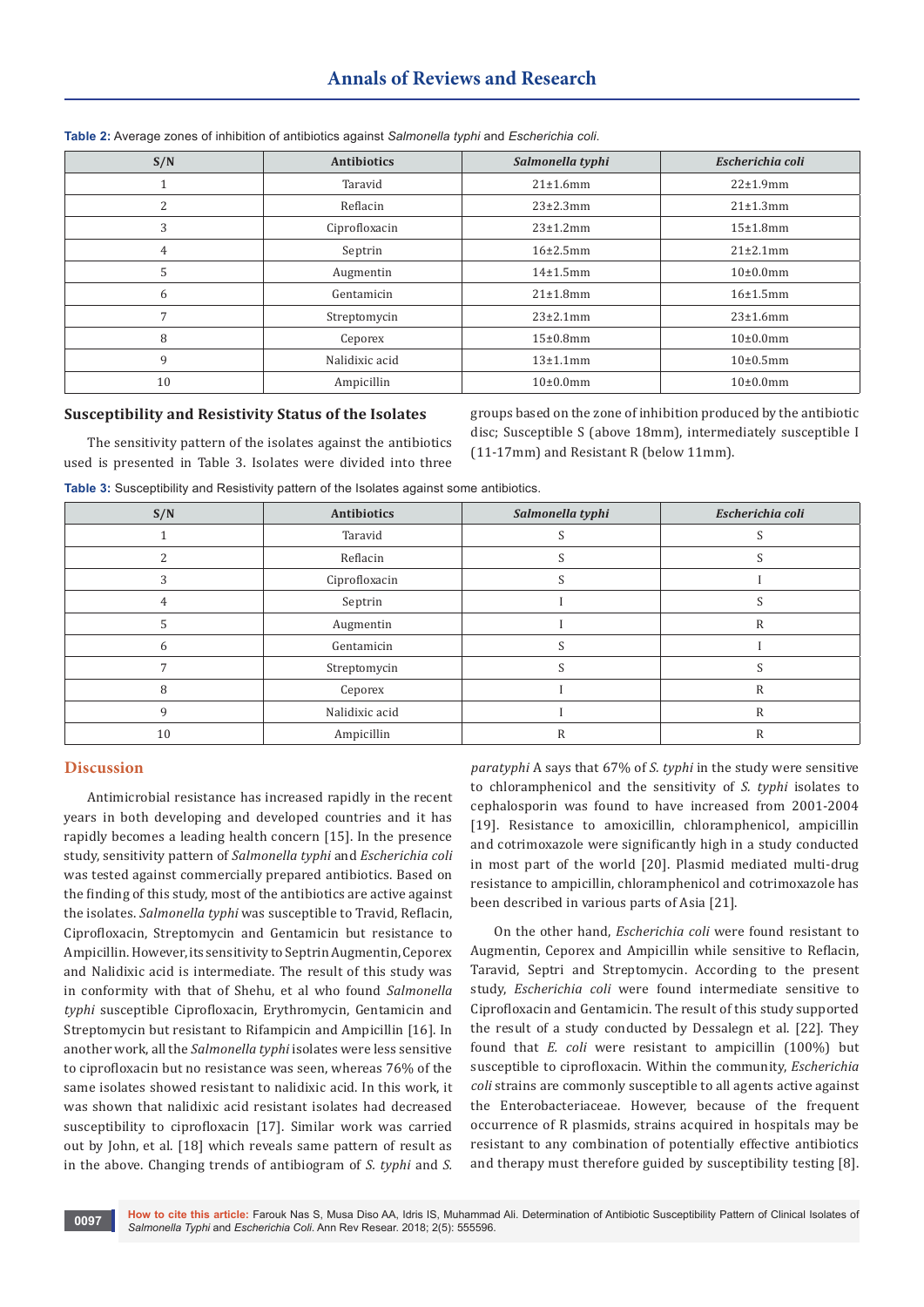**Table 2:** Average zones of inhibition of antibiotics against *Salmonella typhi* and *Escherichia coli*.

| S/N | Antibiotics | *Salmonella typhi* | *Escherichia coli* |
|---|---|---|---|
| 1 | Taravid | 21±1.6mm | 22±1.9mm |
| 2 | Reflacin | 23±2.3mm | 21±1.3mm |
| 3 | Ciprofloxacin | 23±1.2mm | 15±1.8mm |
| 4 | Septrin | 16±2.5mm | 21±2.1mm |
| 5 | Augmentin | 14±1.5mm | 10±0.0mm |
| 6 | Gentamicin | 21±1.8mm | 16±1.5mm |
| 7 | Streptomycin | 23±2.1mm | 23±1.6mm |
| 8 | Ceporex | 15±0.8mm | 10±0.0mm |
| 9 | Nalidixic acid | 13±1.1mm | 10±0.5mm |
| 10 | Ampicillin | 10±0.0mm | 10±0.0mm |

### Susceptibility and Resistivity Status of the Isolates

The sensitivity pattern of the isolates against the antibiotics used is presented in Table 3. Isolates were divided into three groups based on the zone of inhibition produced by the antibiotic disc; Susceptible S (above 18mm), intermediately susceptible I (11-17mm) and Resistant R (below 11mm).

**Table 3:** Susceptibility and Resistivity pattern of the Isolates against some antibiotics.

| S/N | Antibiotics | *Salmonella typhi* | *Escherichia coli* |
|---|---|---|---|
| 1 | Taravid | S | S |
| 2 | Reflacin | S | S |
| 3 | Ciprofloxacin | S | I |
| 4 | Septrin | I | S |
| 5 | Augmentin | I | R |
| 6 | Gentamicin | S | I |
| 7 | Streptomycin | S | S |
| 8 | Ceporex | I | R |
| 9 | Nalidixic acid | I | R |
| 10 | Ampicillin | R | R |

## Discussion

Antimicrobial resistance has increased rapidly in the recent years in both developing and developed countries and it has rapidly becomes a leading health concern [15]. In the present study, sensitivity pattern of *Salmonella typhi* and *Escherichia coli* was tested against commercially prepared antibiotics. Based on the finding of this study, most of the antibiotics are active against the isolates. *Salmonella typhi* was susceptible to Travid, Reflacin, Ciprofloxacin, Streptomycin and Gentamicin but resistance to Ampicillin. However, its sensitivity to Septrin Augmentin, Ceporex and Nalidixic acid is intermediate. The result of this study was in conformity with that of Shehu, et al who found *Salmonella typhi* susceptible Ciprofloxacin, Erythromycin, Gentamicin and Streptomycin but resistant to Rifampicin and Ampicillin [16]. In another work, all the *Salmonella typhi* isolates were less sensitive to ciprofloxacin but no resistance was seen, whereas 76% of the same isolates showed resistant to nalidixic acid. In this work, it was shown that nalidixic acid resistant isolates had decreased susceptibility to ciprofloxacin [17]. Similar work was carried out by John, et al. [18] which reveals same pattern of result as in the above. Changing trends of antibiogram of *S. typhi* and *S. paratyphi* A says that 67% of *S. typhi* in the study were sensitive to chloramphenicol and the sensitivity of *S. typhi* isolates to cephalosporin was found to have increased from 2001-2004 [19]. Resistance to amoxicillin, chloramphenicol, ampicillin and cotrimoxazole were significantly high in a study conducted in most part of the world [20]. Plasmid mediated multi-drug resistance to ampicillin, chloramphenicol and cotrimoxazole has been described in various parts of Asia [21].

On the other hand, *Escherichia coli* were found resistant to Augmentin, Ceporex and Ampicillin while sensitive to Reflacin, Taravid, Septri and Streptomycin. According to the present study, *Escherichia coli* were found intermediate sensitive to Ciprofloxacin and Gentamicin. The result of this study supported the result of a study conducted by Dessalegn et al. [22]. They found that *E. coli* were resistant to ampicillin (100%) but susceptible to ciprofloxacin. Within the community, *Escherichia coli* strains are commonly susceptible to all agents active against the Enterobacteriaceae. However, because of the frequent occurrence of R plasmids, strains acquired in hospitals may be resistant to any combination of potentially effective antibiotics and therapy must therefore guided by susceptibility testing [8].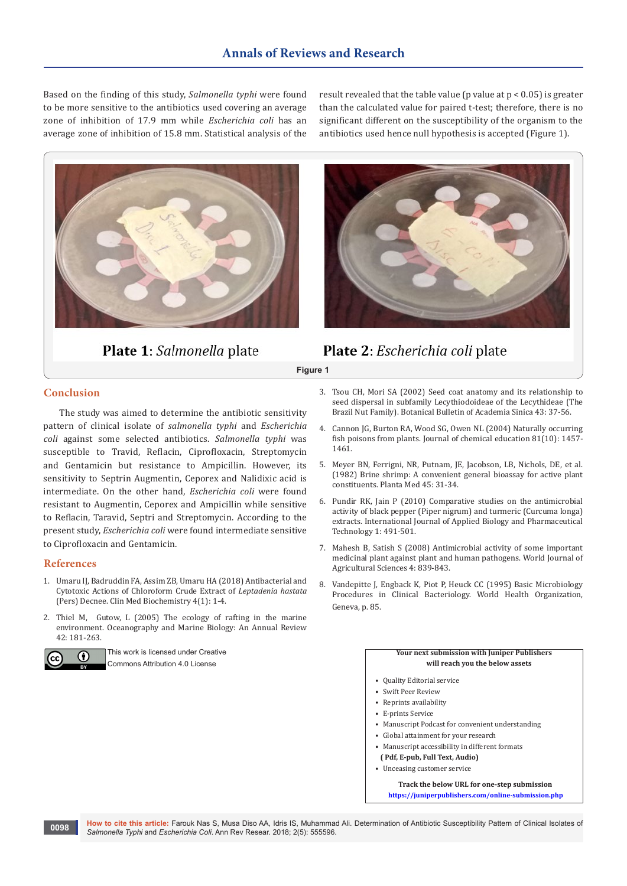Based on the finding of this study, *Salmonella typhi* were found to be more sensitive to the antibiotics used covering an average zone of inhibition of 17.9 mm while *Escherichia coli* has an average zone of inhibition of 15.8 mm. Statistical analysis of the result revealed that the table value (p value at $p < 0.05$) is greater than the calculated value for paired t-test; therefore, there is no significant different on the susceptibility of the organism to the antibiotics used hence null hypothesis is accepted (Figure 1).

**Plate 1**: *Salmonella* plate

**Plate 2**: *Escherichia coli* plate

**Figure 1**

## Conclusion

The study was aimed to determine the antibiotic sensitivity pattern of clinical isolate of *salmonella typhi* and *Escherichia coli* against some selected antibiotics. *Salmonella typhi* was susceptible to Travid, Reflacin, Ciprofloxacin, Streptomycin and Gentamicin but resistance to Ampicillin. However, its sensitivity to Septrin Augmentin, Ceporex and Nalidixic acid is intermediate. On the other hand, *Escherichia coli* were found resistant to Augmentin, Ceporex and Ampicillin while sensitive to Reflacin, Taravid, Septri and Streptomycin. According to the present study, *Escherichia coli* were found intermediate sensitive to Ciprofloxacin and Gentamicin.

## References

1. Umaru IJ, Badruddin FA, Assim ZB, Umaru HA (2018) Antibacterial and Cytotoxic Actions of Chloroform Crude Extract of *Leptadenia hastata* (Pers) Decnee. Clin Med Biochemistry 4(1): 1-4.
2. Thiel M, Gutow, L (2005) The ecology of rafting in the marine environment. Oceanography and Marine Biology: An Annual Review 42: 181-263.
3. Tsou CH, Mori SA (2002) Seed coat anatomy and its relationship to seed dispersal in subfamily Lecythiodoideae of the Lecythideae (The Brazil Nut Family). Botanical Bulletin of Academia Sinica 43: 37-56.
4. Cannon JG, Burton RA, Wood SG, Owen NL (2004) Naturally occurring fish poisons from plants. Journal of chemical education 81(10): 1457-1461.
5. Meyer BN, Ferrigni, NR, Putnam, JE, Jacobson, LB, Nichols, DE, et al. (1982) Brine shrimp: A convenient general bioassay for active plant constituents. Planta Med 45: 31-34.
6. Pundir RK, Jain P (2010) Comparative studies on the antimicrobial activity of black pepper (Piper nigrum) and turmeric (Curcuma longa) extracts. International Journal of Applied Biology and Pharmaceutical Technology 1: 491-501.
7. Mahesh B, Satish S (2008) Antimicrobial activity of some important medicinal plant against plant and human pathogens. World Journal of Agricultural Sciences 4: 839-843.
8. Vandepitte J, Engback K, Piot P, Heuck CC (1995) Basic Microbiology Procedures in Clinical Bacteriology. World Health Organization, Geneva, p. 85.

This work is licensed under Creative Commons Attribution 4.0 License

**Your next submission with Juniper Publishers will reach you the below assets**

- Quality Editorial service
- Swift Peer Review
- Reprints availability
- E-prints Service
- Manuscript Podcast for convenient understanding
- Global attainment for your research
- Manuscript accessibility in different formats **( Pdf, E-pub, Full Text, Audio)**
- Unceasing customer service

**Track the below URL for one-step submission**
**https://juniperpublishers.com/online-submission.php**

**How to cite this article:** Farouk Nas S, Musa Diso AA, Idris IS, Muhammad Ali. Determination of Antibiotic Susceptibility Pattern of Clinical Isolates of *Salmonella Typhi* and *Escherichia Coli*. Ann Rev Resear. 2018; 2(5): 555596.